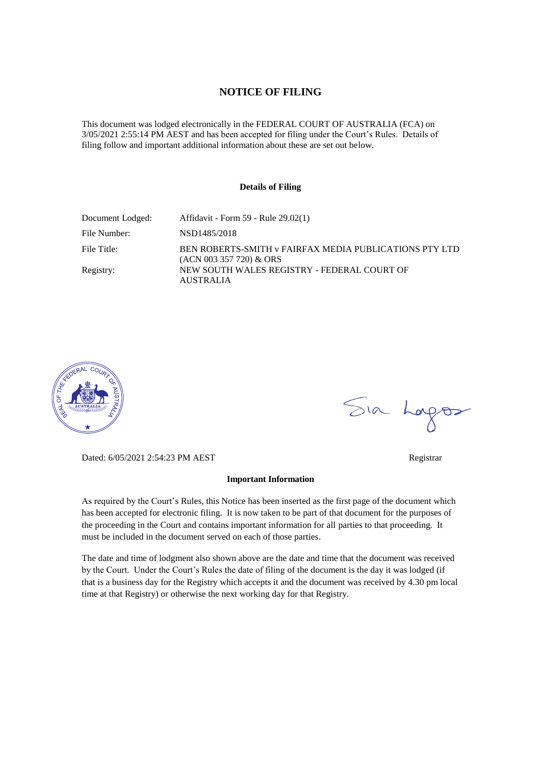# NOTICE OF FILING

This document was lodged electronically in the FEDERAL COURT OF AUSTRALIA (FCA) on 3/05/2021 2:55:14 PM AEST and has been accepted for filing under the Court's Rules. Details of filing follow and important additional information about these are set out below.

### Details of Filing

| | |
|---|---|
| Document Lodged: | Affidavit - Form 59 - Rule 29.02(1) |
| File Number: | NSD1485/2018 |
| File Title: | BEN ROBERTS-SMITH v FAIRFAX MEDIA PUBLICATIONS PTY LTD (ACN 003 357 720) & ORS |
| Registry: | NEW SOUTH WALES REGISTRY - FEDERAL COURT OF AUSTRALIA |

Dated: 6/05/2021 2:54:23 PM AEST

Registrar

### Important Information

As required by the Court's Rules, this Notice has been inserted as the first page of the document which has been accepted for electronic filing. It is now taken to be part of that document for the purposes of the proceeding in the Court and contains important information for all parties to that proceeding. It must be included in the document served on each of those parties.

The date and time of lodgment also shown above are the date and time that the document was received by the Court. Under the Court's Rules the date of filing of the document is the day it was lodged (if that is a business day for the Registry which accepts it and the document was received by 4.30 pm local time at that Registry) or otherwise the next working day for that Registry.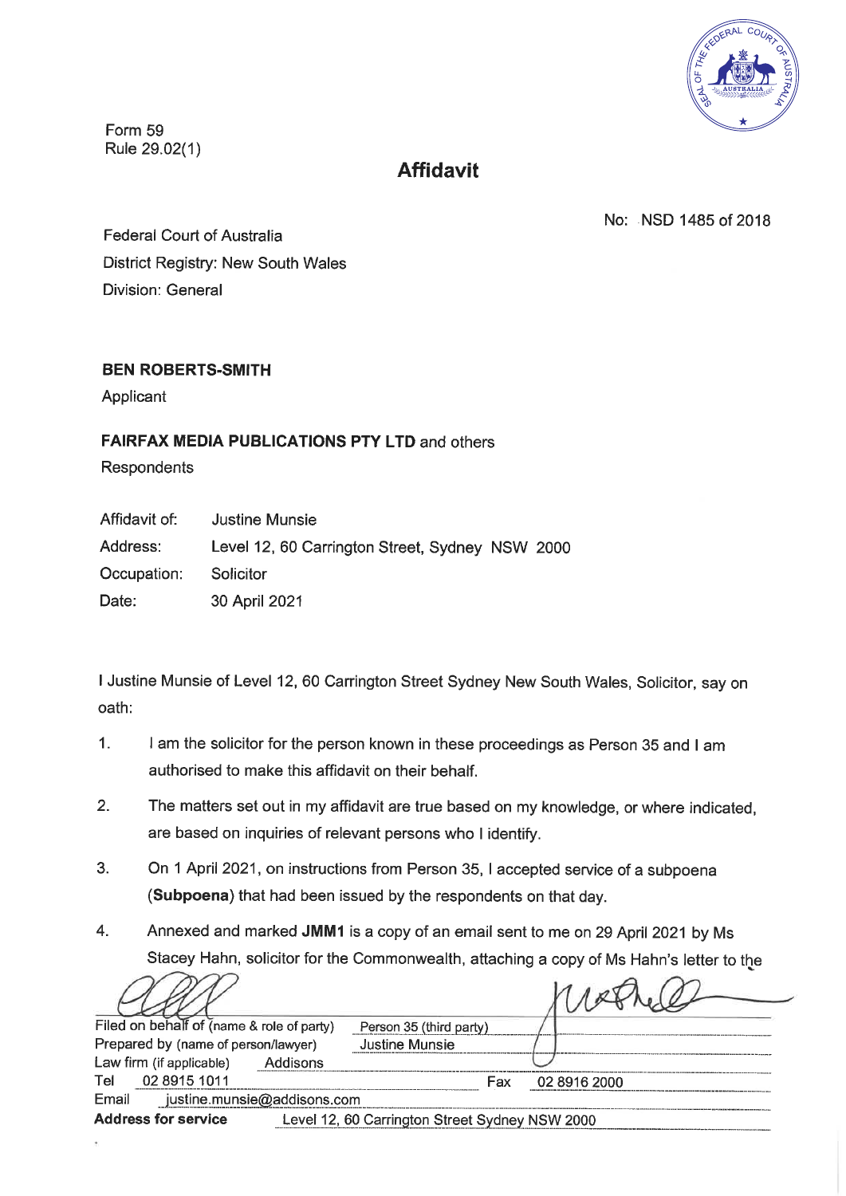Form 59
Rule 29.02(1)

# Affidavit

No: NSD 1485 of 2018

Federal Court of Australia
District Registry: New South Wales
Division: General

**BEN ROBERTS-SMITH**
Applicant

**FAIRFAX MEDIA PUBLICATIONS PTY LTD** and others
Respondents

| | |
|---|---|
| Affidavit of: | Justine Munsie |
| Address: | Level 12, 60 Carrington Street, Sydney NSW 2000 |
| Occupation: | Solicitor |
| Date: | 30 April 2021 |

I Justine Munsie of Level 12, 60 Carrington Street Sydney New South Wales, Solicitor, say on oath:

1. I am the solicitor for the person known in these proceedings as Person 35 and I am authorised to make this affidavit on their behalf.

2. The matters set out in my affidavit are true based on my knowledge, or where indicated, are based on inquiries of relevant persons who I identify.

3. On 1 April 2021, on instructions from Person 35, I accepted service of a subpoena (**Subpoena**) that had been issued by the respondents on that day.

4. Annexed and marked **JMM1** is a copy of an email sent to me on 29 April 2021 by Ms Stacey Hahn, solicitor for the Commonwealth, attaching a copy of Ms Hahn's letter to the

| | | | |
|---|---|---|---|
| Filed on behalf of (name & role of party) | Person 35 (third party) | | |
| Prepared by (name of person/lawyer) | Justine Munsie | | |
| Law firm (if applicable) | Addisons | | |
| Tel | 02 8915 1011 | Fax | 02 8916 2000 |
| Email | justine.munsie@addisons.com | | |
| **Address for service** | Level 12, 60 Carrington Street Sydney NSW 2000 | | |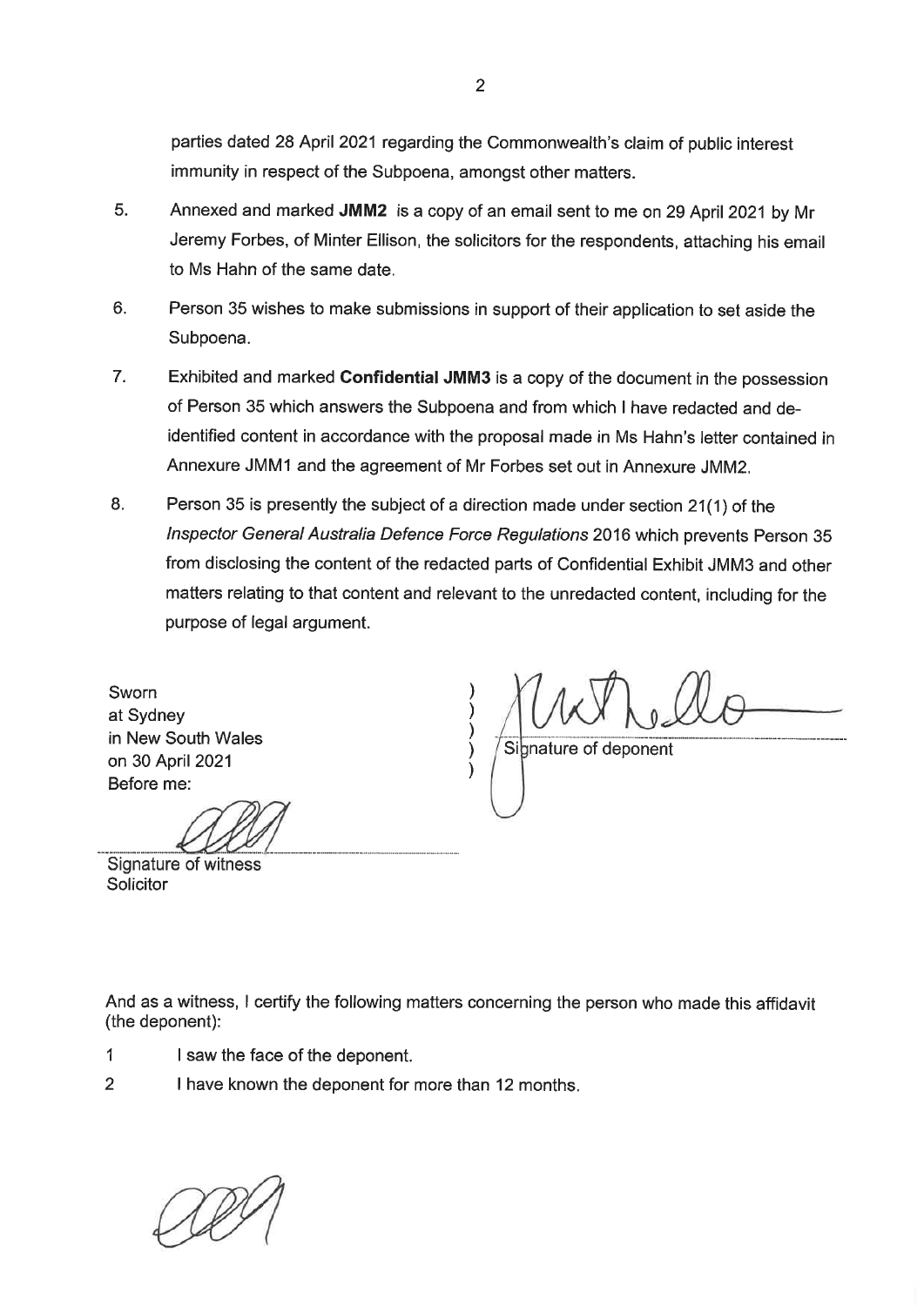parties dated 28 April 2021 regarding the Commonwealth's claim of public interest immunity in respect of the Subpoena, amongst other matters.

5. Annexed and marked **JMM2** is a copy of an email sent to me on 29 April 2021 by Mr Jeremy Forbes, of Minter Ellison, the solicitors for the respondents, attaching his email to Ms Hahn of the same date.

6. Person 35 wishes to make submissions in support of their application to set aside the Subpoena.

7. Exhibited and marked **Confidential JMM3** is a copy of the document in the possession of Person 35 which answers the Subpoena and from which I have redacted and de-identified content in accordance with the proposal made in Ms Hahn's letter contained in Annexure JMM1 and the agreement of Mr Forbes set out in Annexure JMM2.

8. Person 35 is presently the subject of a direction made under section 21(1) of the *Inspector General Australia Defence Force Regulations* 2016 which prevents Person 35 from disclosing the content of the redacted parts of Confidential Exhibit JMM3 and other matters relating to that content and relevant to the unredacted content, including for the purpose of legal argument.

Sworn
at Sydney
in New South Wales
on 30 April 2021
Before me:

Signature of deponent

Signature of witness
Solicitor

And as a witness, I certify the following matters concerning the person who made this affidavit (the deponent):

1 I saw the face of the deponent.

2 I have known the deponent for more than 12 months.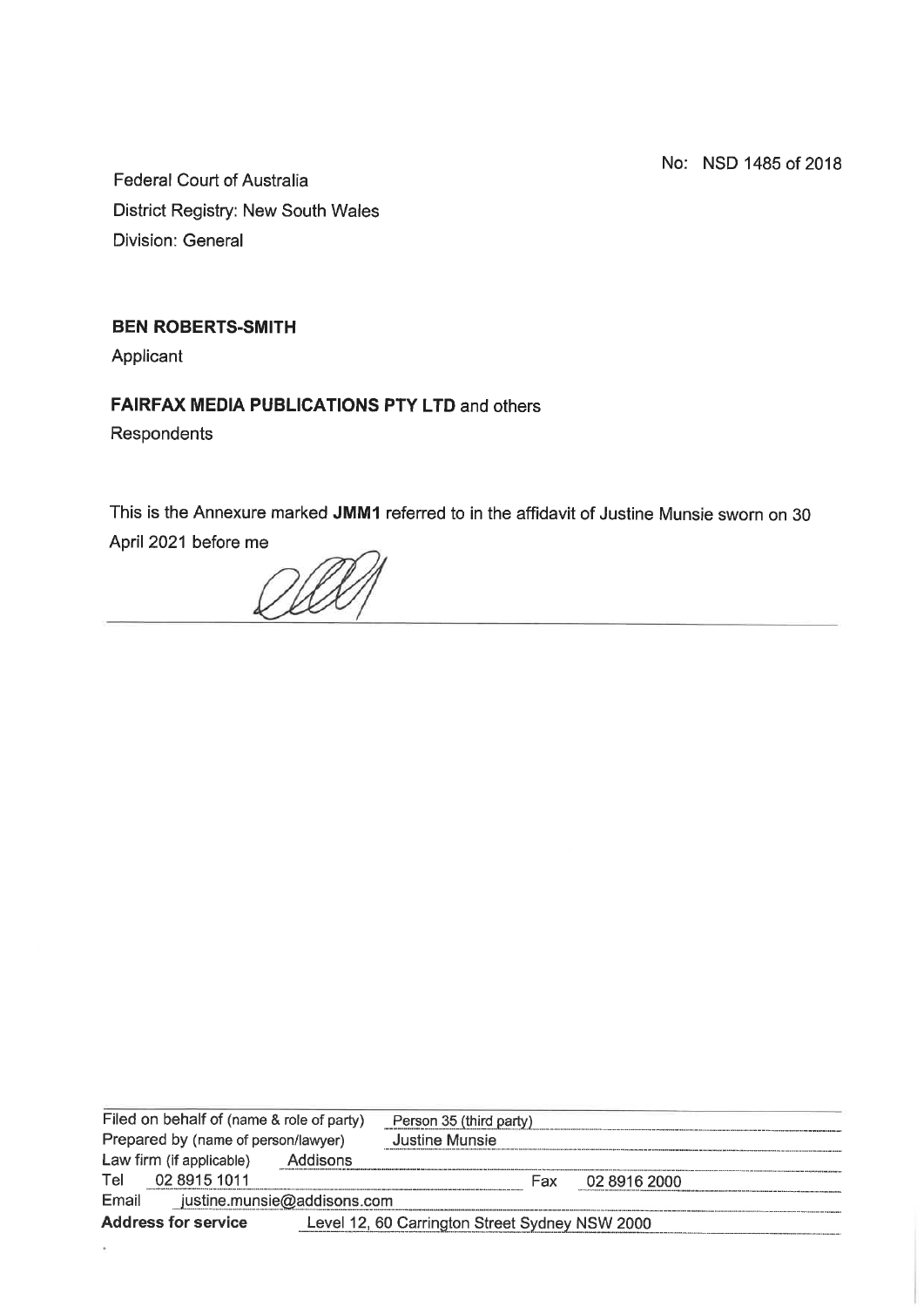No: NSD 1485 of 2018

Federal Court of Australia
District Registry: New South Wales
Division: General

**BEN ROBERTS-SMITH**
Applicant

**FAIRFAX MEDIA PUBLICATIONS PTY LTD** and others
Respondents

This is the Annexure marked **JMM1** referred to in the affidavit of Justine Munsie sworn on 30 April 2021 before me

| | |
|---|---|
| Filed on behalf of (name & role of party) | Person 35 (third party) |
| Prepared by (name of person/lawyer) | Justine Munsie |
| Law firm (if applicable) | Addisons |
| Tel | 02 8915 1011 |
| Fax | 02 8916 2000 |
| Email | justine.munsie@addisons.com |
| **Address for service** | Level 12, 60 Carrington Street Sydney NSW 2000 |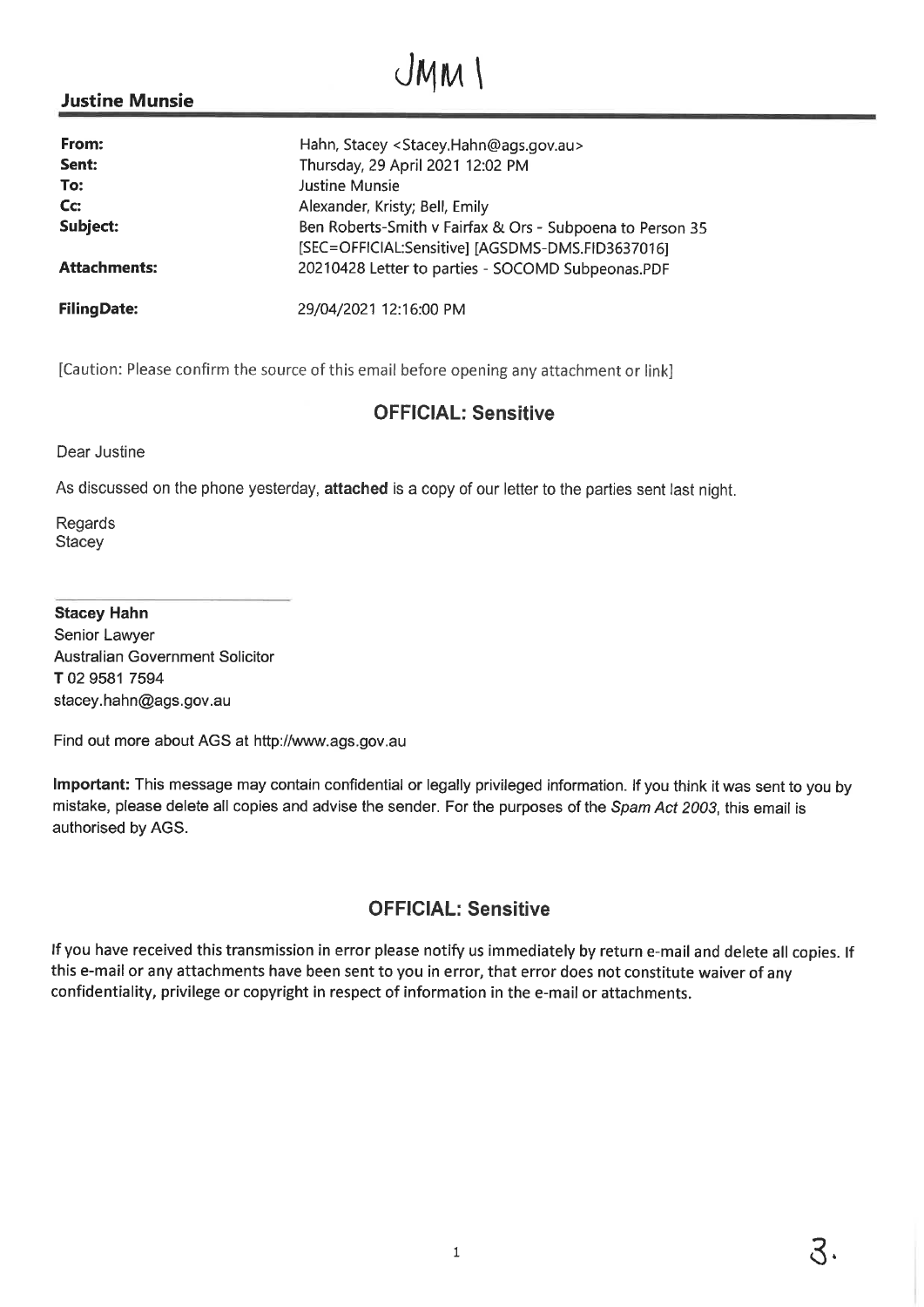JMM 1

**Justine Munsie**

| | |
|---|---|
| **From:** | Hahn, Stacey <Stacey.Hahn@ags.gov.au> |
| **Sent:** | Thursday, 29 April 2021 12:02 PM |
| **To:** | Justine Munsie |
| **Cc:** | Alexander, Kristy; Bell, Emily |
| **Subject:** | Ben Roberts-Smith v Fairfax & Ors - Subpoena to Person 35 [SEC=OFFICIAL:Sensitive] [AGSDMS-DMS.FID3637016] |
| **Attachments:** | 20210428 Letter to parties - SOCOMD Subpeonas.PDF |
| **FilingDate:** | 29/04/2021 12:16:00 PM |

[Caution: Please confirm the source of this email before opening any attachment or link]

**OFFICIAL: Sensitive**

Dear Justine

As discussed on the phone yesterday, **attached** is a copy of our letter to the parties sent last night.

Regards
Stacey

**Stacey Hahn**
Senior Lawyer
Australian Government Solicitor
**T** 02 9581 7594
stacey.hahn@ags.gov.au

Find out more about AGS at http://www.ags.gov.au

**Important:** This message may contain confidential or legally privileged information. If you think it was sent to you by mistake, please delete all copies and advise the sender. For the purposes of the *Spam Act 2003*, this email is authorised by AGS.

**OFFICIAL: Sensitive**

If you have received this transmission in error please notify us immediately by return e-mail and delete all copies. If this e-mail or any attachments have been sent to you in error, that error does not constitute waiver of any confidentiality, privilege or copyright in respect of information in the e-mail or attachments.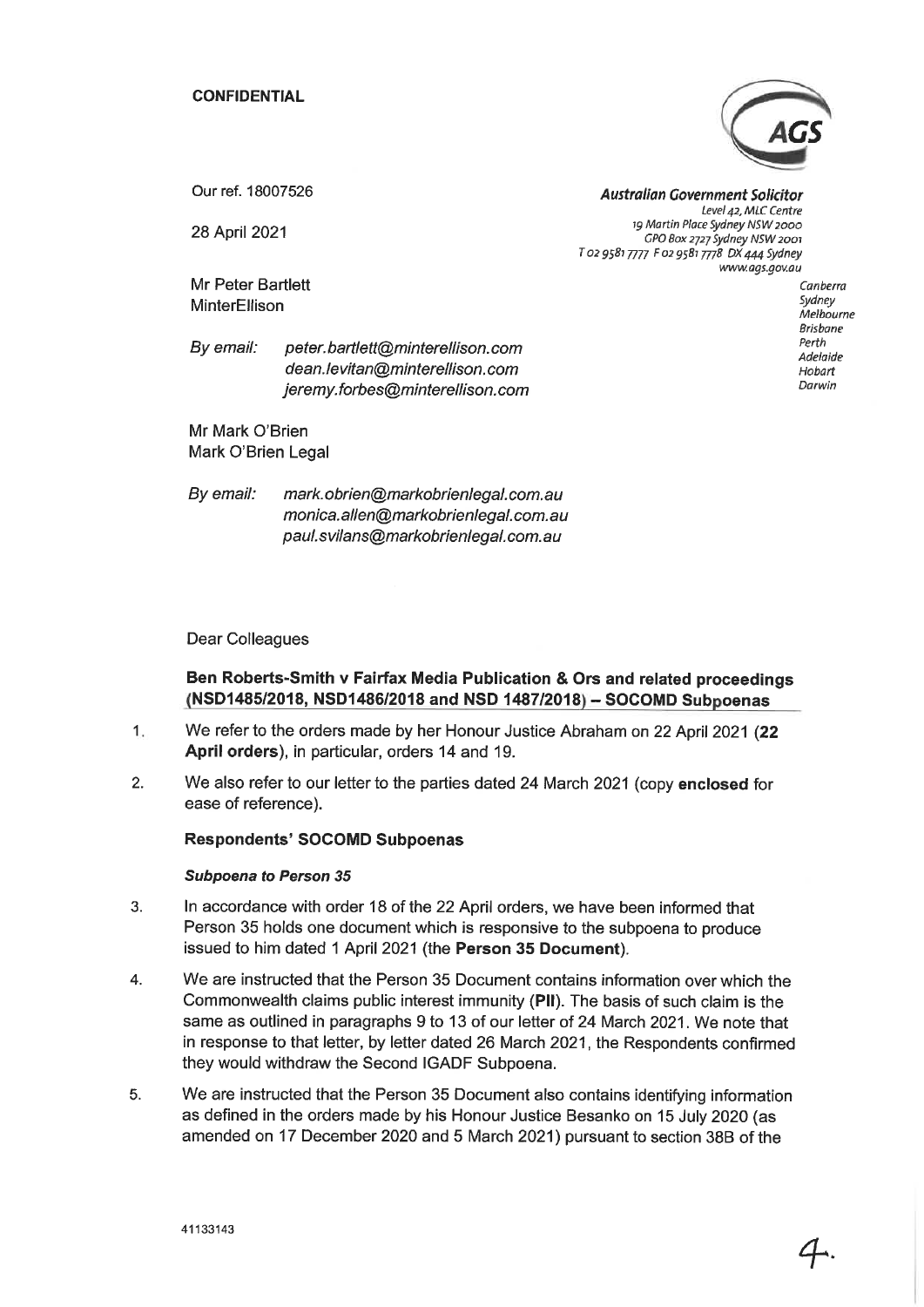**CONFIDENTIAL**

Our ref. 18007526

28 April 2021

**Australian Government Solicitor**
Level 42, MLC Centre
19 Martin Place Sydney NSW 2000
GPO Box 2727 Sydney NSW 2001
T 02 9581 7777 F 02 9581 7778 DX 444 Sydney
www.ags.gov.au

Canberra
Sydney
Melbourne
Brisbane
Perth
Adelaide
Hobart
Darwin

Mr Peter Bartlett
MinterEllison

*By email:* *peter.bartlett@minterellison.com*
*dean.levitan@minterellison.com*
*jeremy.forbes@minterellison.com*

Mr Mark O'Brien
Mark O'Brien Legal

*By email:* *mark.obrien@markobrienlegal.com.au*
*monica.allen@markobrienlegal.com.au*
*paul.svilans@markobrienlegal.com.au*

Dear Colleagues

**Ben Roberts-Smith v Fairfax Media Publication & Ors and related proceedings (NSD1485/2018, NSD1486/2018 and NSD 1487/2018) – SOCOMD Subpoenas**

1. We refer to the orders made by her Honour Justice Abraham on 22 April 2021 (**22 April orders**), in particular, orders 14 and 19.

2. We also refer to our letter to the parties dated 24 March 2021 (copy **enclosed** for ease of reference).

**Respondents' SOCOMD Subpoenas**

***Subpoena to Person 35***

3. In accordance with order 18 of the 22 April orders, we have been informed that Person 35 holds one document which is responsive to the subpoena to produce issued to him dated 1 April 2021 (the **Person 35 Document**).

4. We are instructed that the Person 35 Document contains information over which the Commonwealth claims public interest immunity (**PII**). The basis of such claim is the same as outlined in paragraphs 9 to 13 of our letter of 24 March 2021. We note that in response to that letter, by letter dated 26 March 2021, the Respondents confirmed they would withdraw the Second IGADF Subpoena.

5. We are instructed that the Person 35 Document also contains identifying information as defined in the orders made by his Honour Justice Besanko on 15 July 2020 (as amended on 17 December 2020 and 5 March 2021) pursuant to section 38B of the

41133143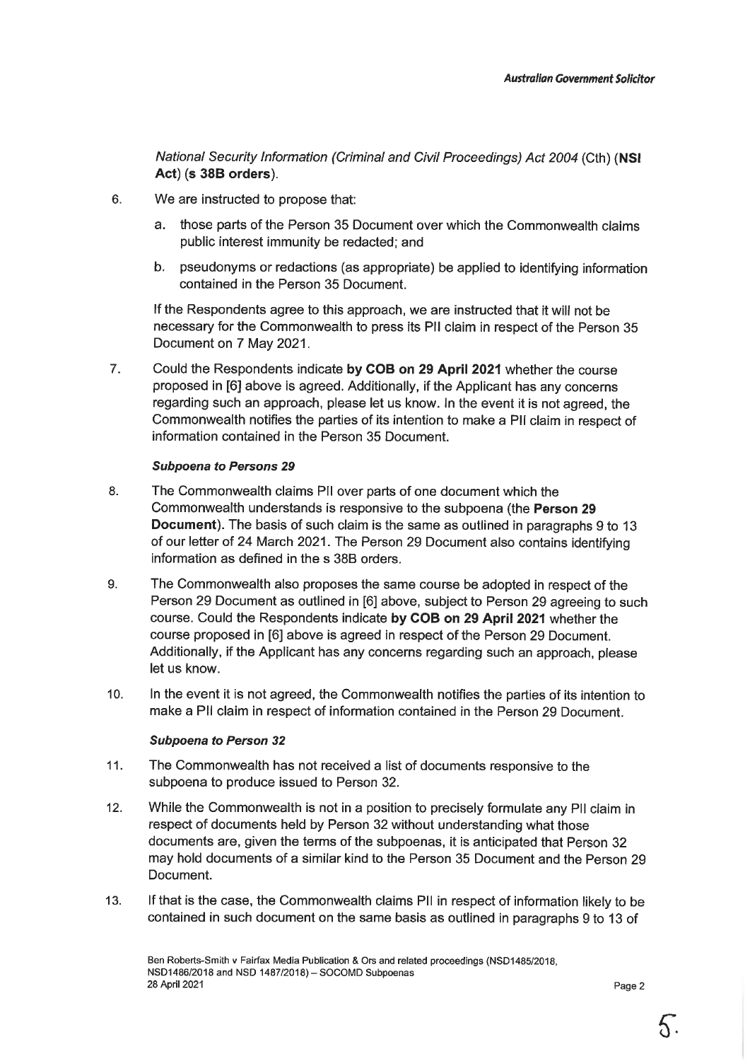*National Security Information (Criminal and Civil Proceedings) Act 2004* (Cth) (**NSI Act**) (**s 38B orders**).

6. We are instructed to propose that:

   a. those parts of the Person 35 Document over which the Commonwealth claims public interest immunity be redacted; and

   b. pseudonyms or redactions (as appropriate) be applied to identifying information contained in the Person 35 Document.

   If the Respondents agree to this approach, we are instructed that it will not be necessary for the Commonwealth to press its PII claim in respect of the Person 35 Document on 7 May 2021.

7. Could the Respondents indicate **by COB on 29 April 2021** whether the course proposed in [6] above is agreed. Additionally, if the Applicant has any concerns regarding such an approach, please let us know. In the event it is not agreed, the Commonwealth notifies the parties of its intention to make a PII claim in respect of information contained in the Person 35 Document.

***Subpoena to Persons 29***

8. The Commonwealth claims PII over parts of one document which the Commonwealth understands is responsive to the subpoena (the **Person 29 Document**). The basis of such claim is the same as outlined in paragraphs 9 to 13 of our letter of 24 March 2021. The Person 29 Document also contains identifying information as defined in the s 38B orders.

9. The Commonwealth also proposes the same course be adopted in respect of the Person 29 Document as outlined in [6] above, subject to Person 29 agreeing to such course. Could the Respondents indicate **by COB on 29 April 2021** whether the course proposed in [6] above is agreed in respect of the Person 29 Document. Additionally, if the Applicant has any concerns regarding such an approach, please let us know.

10. In the event it is not agreed, the Commonwealth notifies the parties of its intention to make a PII claim in respect of information contained in the Person 29 Document.

***Subpoena to Person 32***

11. The Commonwealth has not received a list of documents responsive to the subpoena to produce issued to Person 32.

12. While the Commonwealth is not in a position to precisely formulate any PII claim in respect of documents held by Person 32 without understanding what those documents are, given the terms of the subpoenas, it is anticipated that Person 32 may hold documents of a similar kind to the Person 35 Document and the Person 29 Document.

13. If that is the case, the Commonwealth claims PII in respect of information likely to be contained in such document on the same basis as outlined in paragraphs 9 to 13 of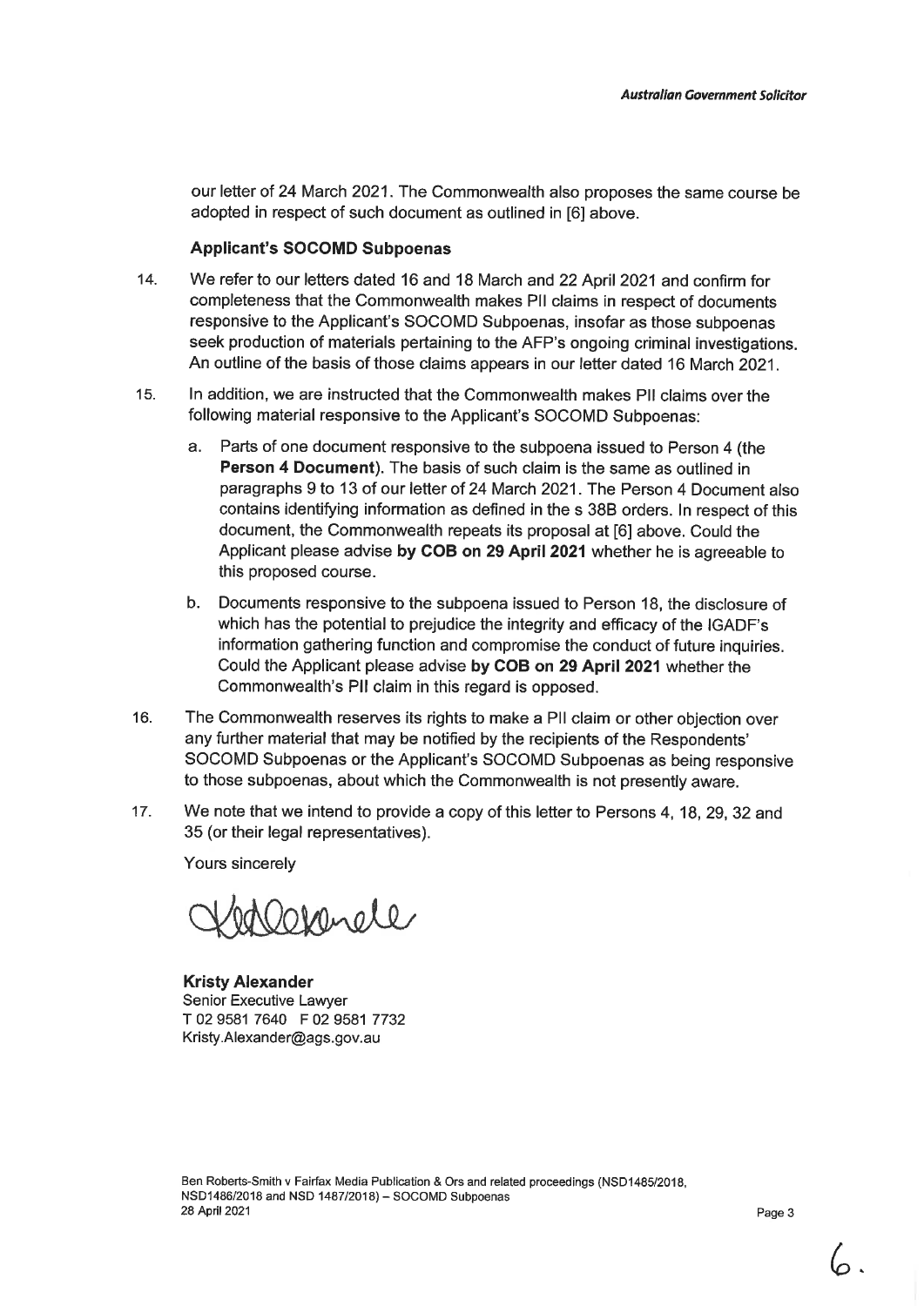our letter of 24 March 2021. The Commonwealth also proposes the same course be adopted in respect of such document as outlined in [6] above.

**Applicant's SOCOMD Subpoenas**

14. We refer to our letters dated 16 and 18 March and 22 April 2021 and confirm for completeness that the Commonwealth makes PII claims in respect of documents responsive to the Applicant's SOCOMD Subpoenas, insofar as those subpoenas seek production of materials pertaining to the AFP's ongoing criminal investigations. An outline of the basis of those claims appears in our letter dated 16 March 2021.

15. In addition, we are instructed that the Commonwealth makes PII claims over the following material responsive to the Applicant's SOCOMD Subpoenas:

    a. Parts of one document responsive to the subpoena issued to Person 4 (the **Person 4 Document**). The basis of such claim is the same as outlined in paragraphs 9 to 13 of our letter of 24 March 2021. The Person 4 Document also contains identifying information as defined in the s 38B orders. In respect of this document, the Commonwealth repeats its proposal at [6] above. Could the Applicant please advise **by COB on 29 April 2021** whether he is agreeable to this proposed course.

    b. Documents responsive to the subpoena issued to Person 18, the disclosure of which has the potential to prejudice the integrity and efficacy of the IGADF's information gathering function and compromise the conduct of future inquiries. Could the Applicant please advise **by COB on 29 April 2021** whether the Commonwealth's PII claim in this regard is opposed.

16. The Commonwealth reserves its rights to make a PII claim or other objection over any further material that may be notified by the recipients of the Respondents' SOCOMD Subpoenas or the Applicant's SOCOMD Subpoenas as being responsive to those subpoenas, about which the Commonwealth is not presently aware.

17. We note that we intend to provide a copy of this letter to Persons 4, 18, 29, 32 and 35 (or their legal representatives).

Yours sincerely

**Kristy Alexander**
Senior Executive Lawyer
T 02 9581 7640 F 02 9581 7732
Kristy.Alexander@ags.gov.au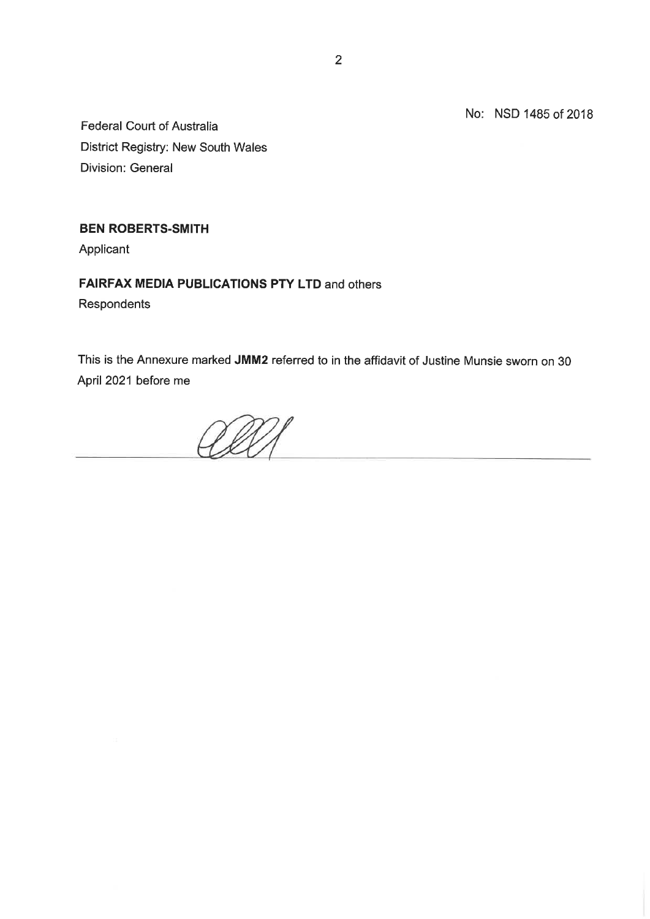No: NSD 1485 of 2018

Federal Court of Australia
District Registry: New South Wales
Division: General

**BEN ROBERTS-SMITH**
Applicant

**FAIRFAX MEDIA PUBLICATIONS PTY LTD** and others
Respondents

This is the Annexure marked **JMM2** referred to in the affidavit of Justine Munsie sworn on 30 April 2021 before me

\_\_\_\_\_\_\_\_\_\_\_\_\_\_\_\_\_\_\_\_\_\_\_\_\_\_\_\_\_\_\_\_\_\_\_\_\_\_\_\_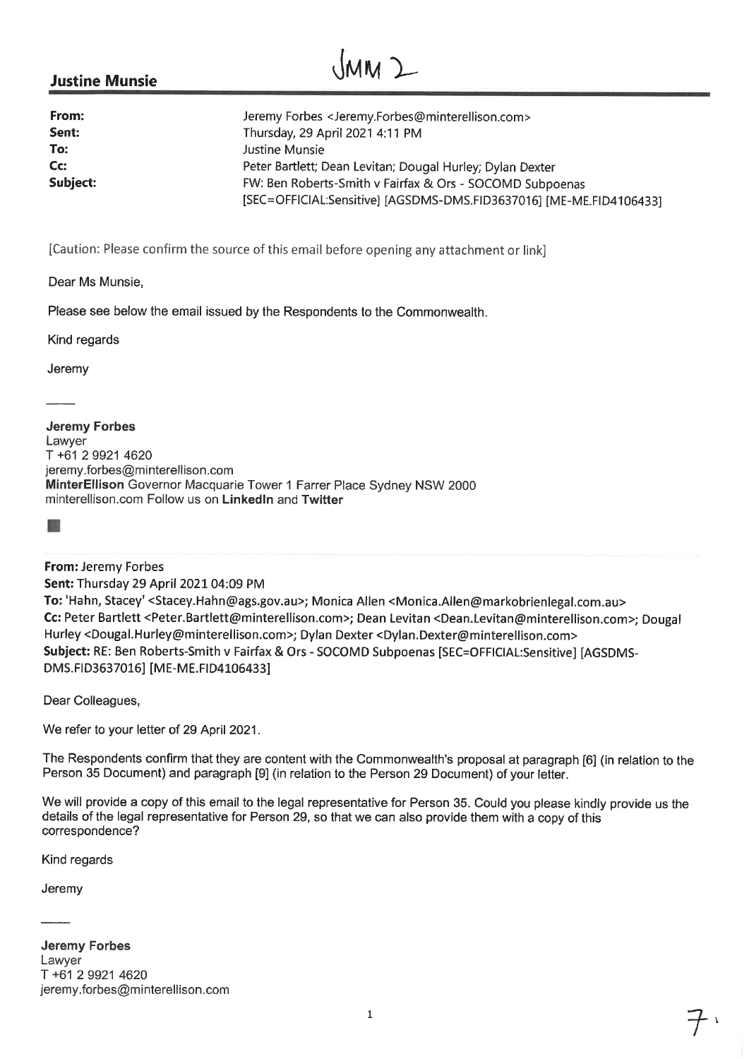JMM 2

**Justine Munsie**

---

**From:** Jeremy Forbes <Jeremy.Forbes@minterellison.com>
**Sent:** Thursday, 29 April 2021 4:11 PM
**To:** Justine Munsie
**Cc:** Peter Bartlett; Dean Levitan; Dougal Hurley; Dylan Dexter
**Subject:** FW: Ben Roberts-Smith v Fairfax & Ors - SOCOMD Subpoenas [SEC=OFFICIAL:Sensitive] [AGSDMS-DMS.FID3637016] [ME-ME.FID4106433]

[Caution: Please confirm the source of this email before opening any attachment or link]

Dear Ms Munsie,

Please see below the email issued by the Respondents to the Commonwealth.

Kind regards

Jeremy

---

**Jeremy Forbes**
Lawyer
T +61 2 9921 4620
jeremy.forbes@minterellison.com
**MinterEllison** Governor Macquarie Tower 1 Farrer Place Sydney NSW 2000
minterellison.com Follow us on **LinkedIn** and **Twitter**

---

**From:** Jeremy Forbes
**Sent:** Thursday 29 April 2021 04:09 PM
**To:** 'Hahn, Stacey' <Stacey.Hahn@ags.gov.au>; Monica Allen <Monica.Allen@markobrienlegal.com.au>
**Cc:** Peter Bartlett <Peter.Bartlett@minterellison.com>; Dean Levitan <Dean.Levitan@minterellison.com>; Dougal Hurley <Dougal.Hurley@minterellison.com>; Dylan Dexter <Dylan.Dexter@minterellison.com>
**Subject:** RE: Ben Roberts-Smith v Fairfax & Ors - SOCOMD Subpoenas [SEC=OFFICIAL:Sensitive] [AGSDMS-DMS.FID3637016] [ME-ME.FID4106433]

Dear Colleagues,

We refer to your letter of 29 April 2021.

The Respondents confirm that they are content with the Commonwealth's proposal at paragraph [6] (in relation to the Person 35 Document) and paragraph [9] (in relation to the Person 29 Document) of your letter.

We will provide a copy of this email to the legal representative for Person 35. Could you please kindly provide us the details of the legal representative for Person 29, so that we can also provide them with a copy of this correspondence?

Kind regards

Jeremy

---

**Jeremy Forbes**
Lawyer
T +61 2 9921 4620
jeremy.forbes@minterellison.com

7.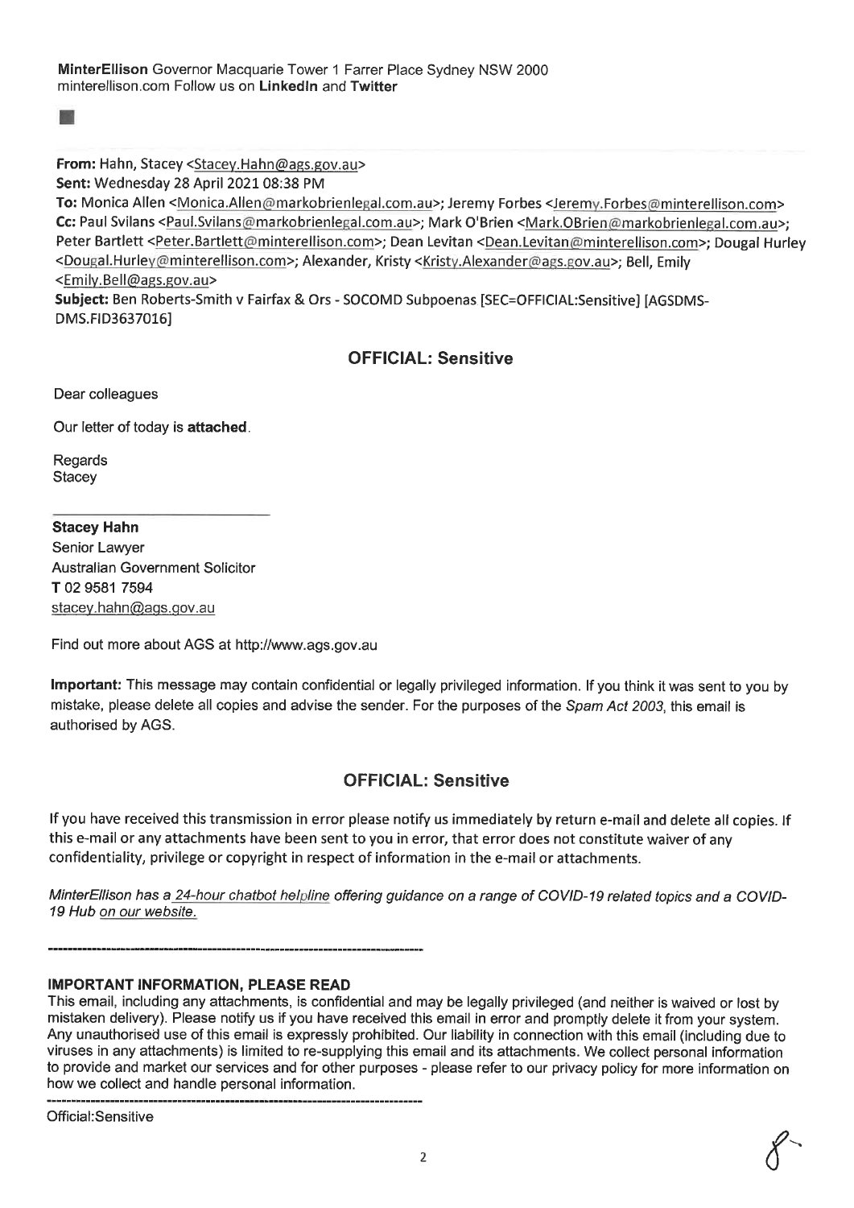**MinterEllison** Governor Macquarie Tower 1 Farrer Place Sydney NSW 2000
minterellison.com Follow us on **LinkedIn** and **Twitter**

**From:** Hahn, Stacey <Stacey.Hahn@ags.gov.au>
**Sent:** Wednesday 28 April 2021 08:38 PM
**To:** Monica Allen <Monica.Allen@markobrienlegal.com.au>; Jeremy Forbes <Jeremy.Forbes@minterellison.com>
**Cc:** Paul Svilans <Paul.Svilans@markobrienlegal.com.au>; Mark O'Brien <Mark.OBrien@markobrienlegal.com.au>; Peter Bartlett <Peter.Bartlett@minterellison.com>; Dean Levitan <Dean.Levitan@minterellison.com>; Dougal Hurley <Dougal.Hurley@minterellison.com>; Alexander, Kristy <Kristy.Alexander@ags.gov.au>; Bell, Emily <Emily.Bell@ags.gov.au>
**Subject:** Ben Roberts-Smith v Fairfax & Ors - SOCOMD Subpoenas [SEC=OFFICIAL:Sensitive] [AGSDMS-DMS.FID3637016]

## OFFICIAL: Sensitive

Dear colleagues

Our letter of today is **attached**.

Regards
Stacey

---

**Stacey Hahn**
Senior Lawyer
Australian Government Solicitor
**T** 02 9581 7594
stacey.hahn@ags.gov.au

Find out more about AGS at http://www.ags.gov.au

**Important:** This message may contain confidential or legally privileged information. If you think it was sent to you by mistake, please delete all copies and advise the sender. For the purposes of the *Spam Act 2003*, this email is authorised by AGS.

## OFFICIAL: Sensitive

If you have received this transmission in error please notify us immediately by return e-mail and delete all copies. If this e-mail or any attachments have been sent to you in error, that error does not constitute waiver of any confidentiality, privilege or copyright in respect of information in the e-mail or attachments.

*MinterEllison has a 24-hour chatbot helpline offering guidance on a range of COVID-19 related topics and a COVID-19 Hub on our website.*

---

**IMPORTANT INFORMATION, PLEASE READ**
This email, including any attachments, is confidential and may be legally privileged (and neither is waived or lost by mistaken delivery). Please notify us if you have received this email in error and promptly delete it from your system. Any unauthorised use of this email is expressly prohibited. Our liability in connection with this email (including due to viruses in any attachments) is limited to re-supplying this email and its attachments. We collect personal information to provide and market our services and for other purposes - please refer to our privacy policy for more information on how we collect and handle personal information.

---

Official:Sensitive